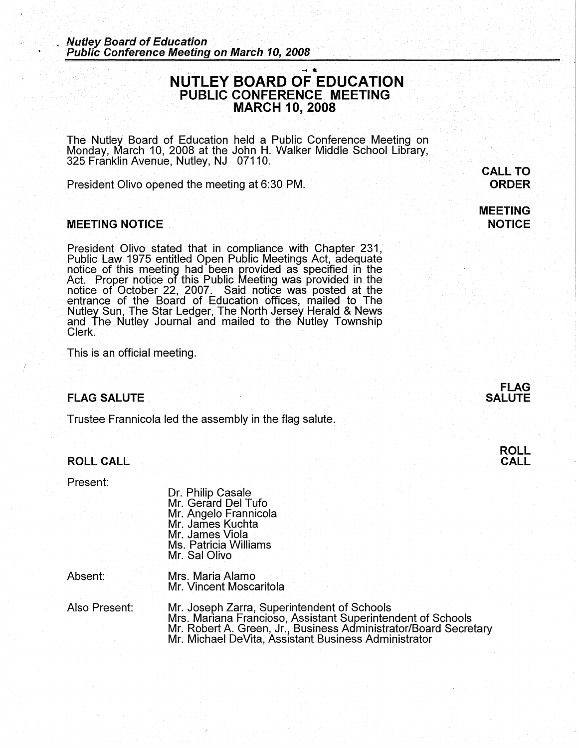# NUTLEY BOARD OF EDUCATION
## PUBLIC CONFERENCE MEETING
## MARCH 10, 2008

The Nutley Board of Education held a Public Conference Meeting on Monday, March 10, 2008 at the John H. Walker Middle School Library, 325 Franklin Avenue, Nutley, NJ 07110.

**CALL TO ORDER**

President Olivo opened the meeting at 6:30 PM.

### MEETING NOTICE

President Olivo stated that in compliance with Chapter 231, Public Law 1975 entitled Open Public Meetings Act, adequate notice of this meeting had been provided as specified in the Act. Proper notice of this Public Meeting was provided in the notice of October 22, 2007. Said notice was posted at the entrance of the Board of Education offices, mailed to The Nutley Sun, The Star Ledger, The North Jersey Herald & News and The Nutley Journal and mailed to the Nutley Township Clerk.

This is an official meeting.

### FLAG SALUTE

Trustee Frannicola led the assembly in the flag salute.

### ROLL CALL

Present:

- Dr. Philip Casale
- Mr. Gerard Del Tufo
- Mr. Angelo Frannicola
- Mr. James Kuchta
- Mr. James Viola
- Ms. Patricia Williams
- Mr. Sal Olivo

Absent:

- Mrs. Maria Alamo
- Mr. Vincent Moscaritola

Also Present:

- Mr. Joseph Zarra, Superintendent of Schools
- Mrs. Mariana Francioso, Assistant Superintendent of Schools
- Mr. Robert A. Green, Jr., Business Administrator/Board Secretary
- Mr. Michael DeVita, Assistant Business Administrator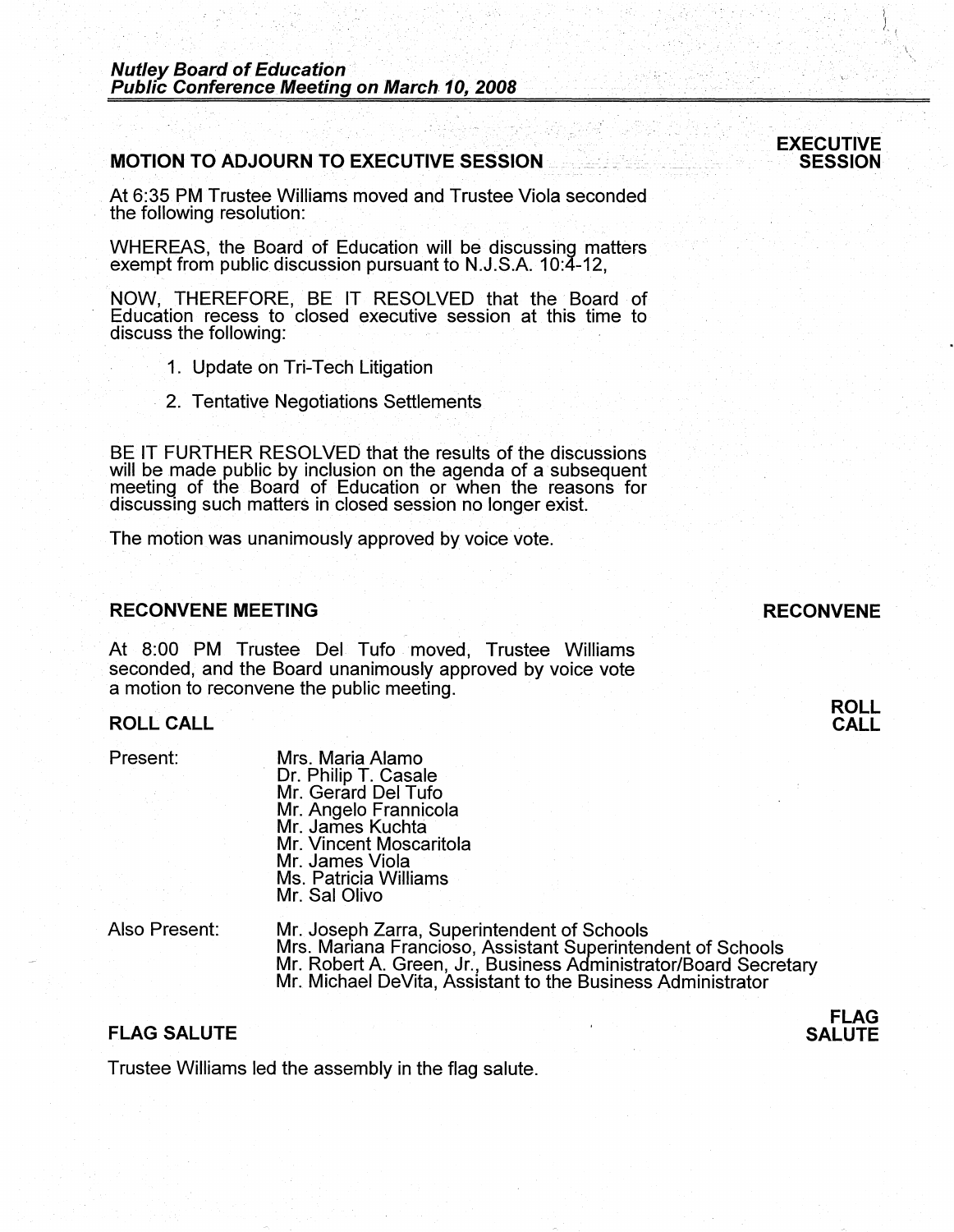# MOTION TO ADJOURN TO EXECUTIVE SESSION

**EXECUTIVE SESSION**

At 6:35 PM Trustee Williams moved and Trustee Viola seconded the following resolution:

WHEREAS, the Board of Education will be discussing matters exempt from public discussion pursuant to N.J.S.A. 10:4-12,

NOW, THEREFORE, BE IT RESOLVED that the Board of Education recess to closed executive session at this time to discuss the following:

1. Update on Tri-Tech Litigation
2. Tentative Negotiations Settlements

BE IT FURTHER RESOLVED that the results of the discussions will be made public by inclusion on the agenda of a subsequent meeting of the Board of Education or when the reasons for discussing such matters in closed session no longer exist.

The motion was unanimously approved by voice vote.

# RECONVENE MEETING

**RECONVENE**

At 8:00 PM Trustee Del Tufo moved, Trustee Williams seconded, and the Board unanimously approved by voice vote a motion to reconvene the public meeting.

# ROLL CALL

**ROLL CALL**

Present:

Mrs. Maria Alamo
Dr. Philip T. Casale
Mr. Gerard Del Tufo
Mr. Angelo Frannicola
Mr. James Kuchta
Mr. Vincent Moscaritola
Mr. James Viola
Ms. Patricia Williams
Mr. Sal Olivo

Also Present:

Mr. Joseph Zarra, Superintendent of Schools
Mrs. Mariana Francioso, Assistant Superintendent of Schools
Mr. Robert A. Green, Jr., Business Administrator/Board Secretary
Mr. Michael DeVita, Assistant to the Business Administrator

# FLAG SALUTE

**FLAG SALUTE**

Trustee Williams led the assembly in the flag salute.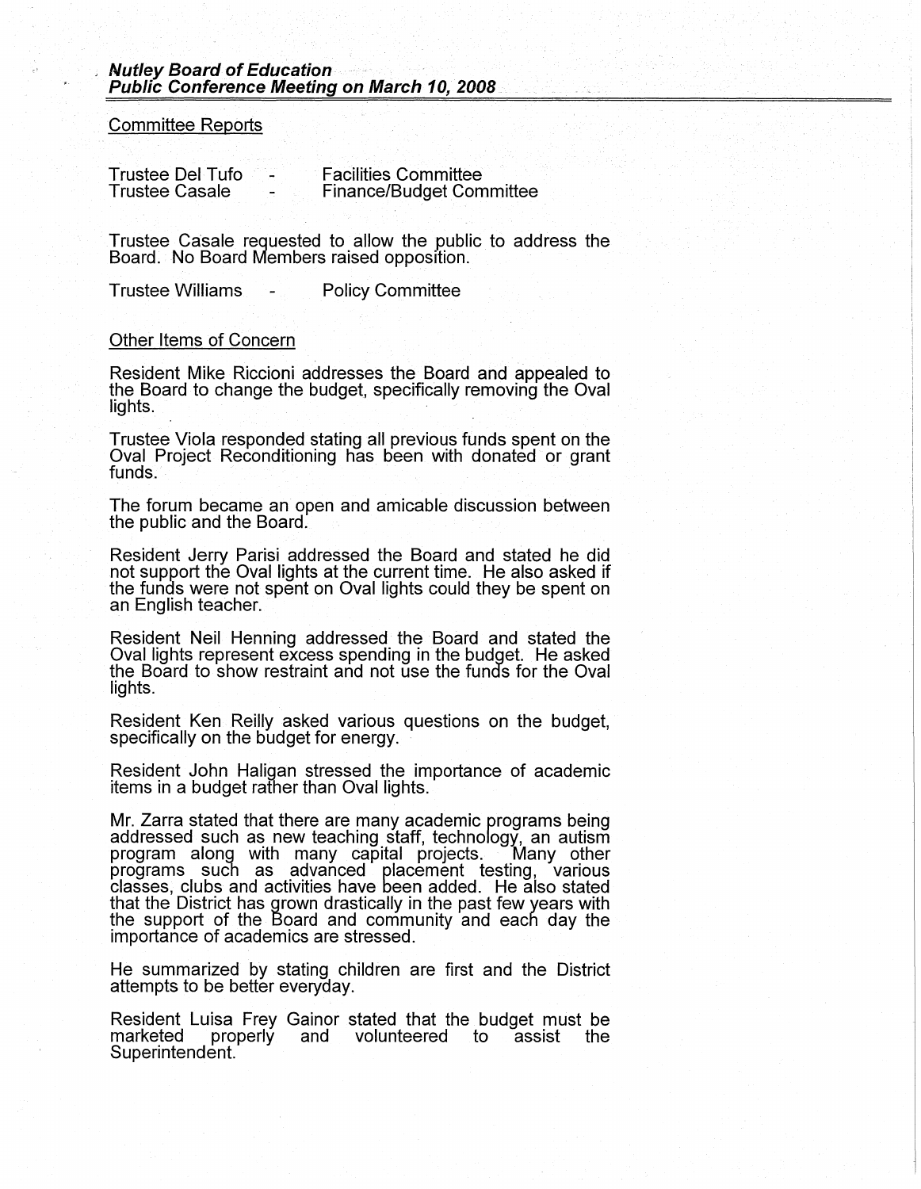## Committee Reports

Trustee Del Tufo - Facilities Committee
Trustee Casale - Finance/Budget Committee

Trustee Casale requested to allow the public to address the Board. No Board Members raised opposition.

Trustee Williams - Policy Committee

## Other Items of Concern

Resident Mike Riccioni addresses the Board and appealed to the Board to change the budget, specifically removing the Oval lights.

Trustee Viola responded stating all previous funds spent on the Oval Project Reconditioning has been with donated or grant funds.

The forum became an open and amicable discussion between the public and the Board.

Resident Jerry Parisi addressed the Board and stated he did not support the Oval lights at the current time. He also asked if the funds were not spent on Oval lights could they be spent on an English teacher.

Resident Neil Henning addressed the Board and stated the Oval lights represent excess spending in the budget. He asked the Board to show restraint and not use the funds for the Oval lights.

Resident Ken Reilly asked various questions on the budget, specifically on the budget for energy.

Resident John Haligan stressed the importance of academic items in a budget rather than Oval lights.

Mr. Zarra stated that there are many academic programs being addressed such as new teaching staff, technology, an autism program along with many capital projects. Many other programs such as advanced placement testing, various classes, clubs and activities have been added. He also stated that the District has grown drastically in the past few years with the support of the Board and community and each day the importance of academics are stressed.

He summarized by stating children are first and the District attempts to be better everyday.

Resident Luisa Frey Gainor stated that the budget must be marketed properly and volunteered to assist the Superintendent.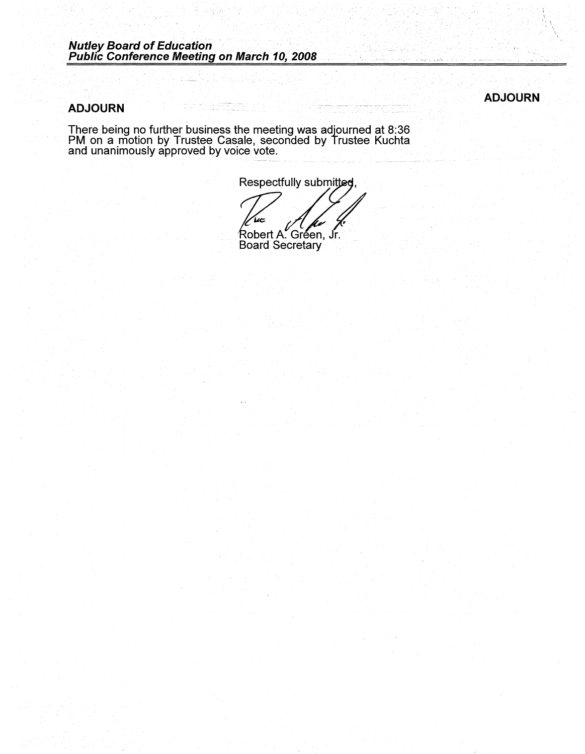**ADJOURN**

## ADJOURN

There being no further business the meeting was adjourned at 8:36 PM on a motion by Trustee Casale, seconded by Trustee Kuchta and unanimously approved by voice vote.

Respectfully submitted,

Robert A. Green, Jr.
Board Secretary